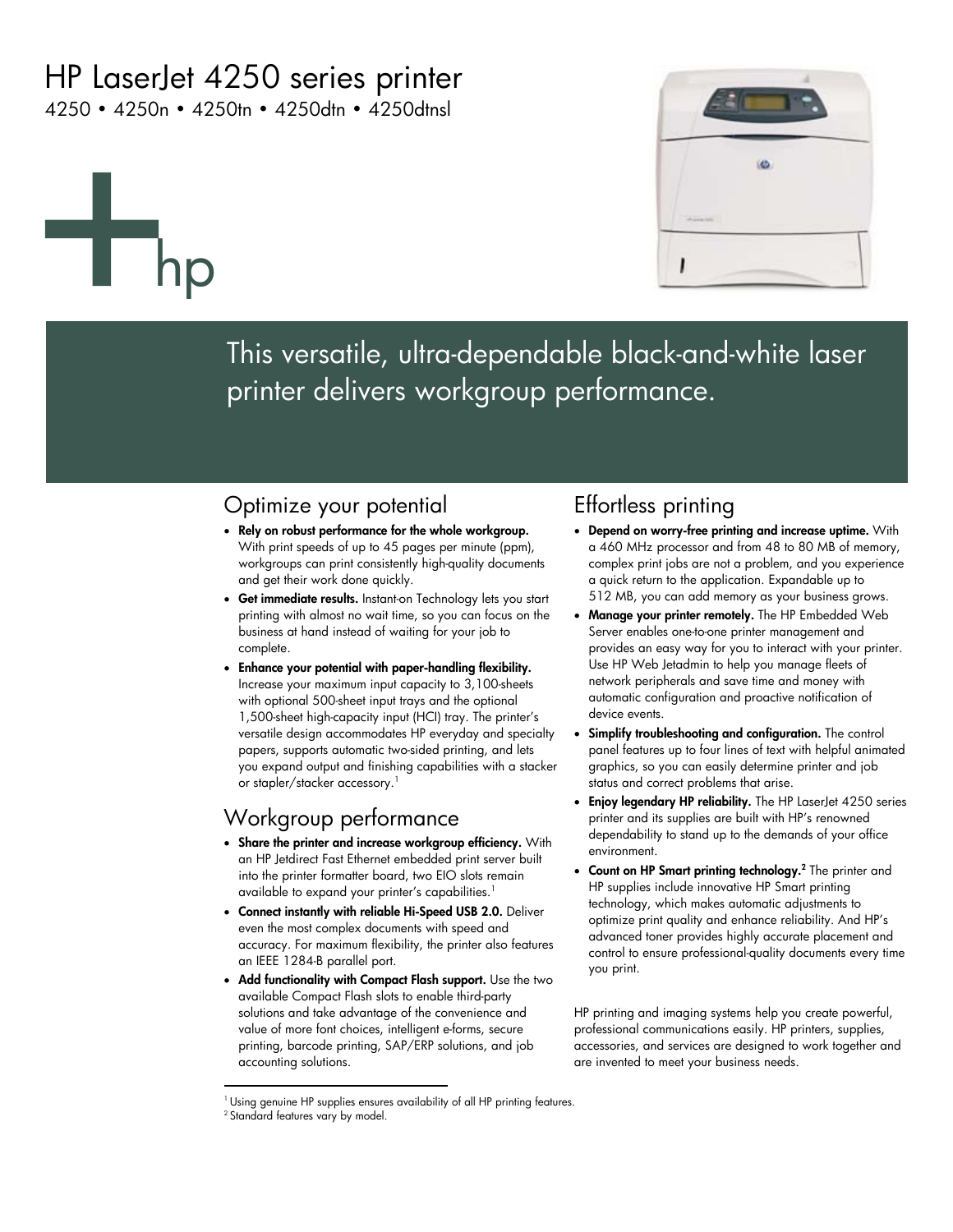# HP LaserJet 4250 series printer

4250 • 4250n • 4250tn • 4250dtn • 4250dtnsl

This versatile, ultra-dependable black-and-white laser printer delivers workgroup performance.

## Optimize your potential

- **Rely on robust performance for the whole workgroup.** With print speeds of up to 45 pages per minute (ppm), workgroups can print consistently high-quality documents and get their work done quickly.
- **Get immediate results.** Instant-on Technology lets you start printing with almost no wait time, so you can focus on the business at hand instead of waiting for your job to complete.
- **Enhance your potential with paper-handling flexibility.** Increase your maximum input capacity to 3,100-sheets with optional 500-sheet input trays and the optional 1,500-sheet high-capacity input (HCI) tray. The printer's versatile design accommodates HP everyday and specialty papers, supports automatic two-sided printing, and lets you expand output and finishing capabilities with a stacker or stapler/stacker accessory.[1]

## Workgroup performance

- **Share the printer and increase workgroup efficiency.** With an HP Jetdirect Fast Ethernet embedded print server built into the printer formatter board, two EIO slots remain available to expand your printer's capabilities.[1]
- **Connect instantly with reliable Hi-Speed USB 2.0.** Deliver even the most complex documents with speed and accuracy. For maximum flexibility, the printer also features an IEEE 1284-B parallel port.
- **Add functionality with Compact Flash support.** Use the two available Compact Flash slots to enable third-party solutions and take advantage of the convenience and value of more font choices, intelligent e-forms, secure printing, barcode printing, SAP/ERP solutions, and job accounting solutions.

## Effortless printing

- **Depend on worry-free printing and increase uptime.** With a 460 MHz processor and from 48 to 80 MB of memory, complex print jobs are not a problem, and you experience a quick return to the application. Expandable up to 512 MB, you can add memory as your business grows.
- **Manage your printer remotely.** The HP Embedded Web Server enables one-to-one printer management and provides an easy way for you to interact with your printer. Use HP Web Jetadmin to help you manage fleets of network peripherals and save time and money with automatic configuration and proactive notification of device events.
- **Simplify troubleshooting and configuration.** The control panel features up to four lines of text with helpful animated graphics, so you can easily determine printer and job status and correct problems that arise.
- **Enjoy legendary HP reliability.** The HP LaserJet 4250 series printer and its supplies are built with HP's renowned dependability to stand up to the demands of your office environment.
- **Count on HP Smart printing technology.**[2] The printer and HP supplies include innovative HP Smart printing technology, which makes automatic adjustments to optimize print quality and enhance reliability. And HP's advanced toner provides highly accurate placement and control to ensure professional-quality documents every time you print.

HP printing and imaging systems help you create powerful, professional communications easily. HP printers, supplies, accessories, and services are designed to work together and are invented to meet your business needs.

---

[1] Using genuine HP supplies ensures availability of all HP printing features.

[2] Standard features vary by model.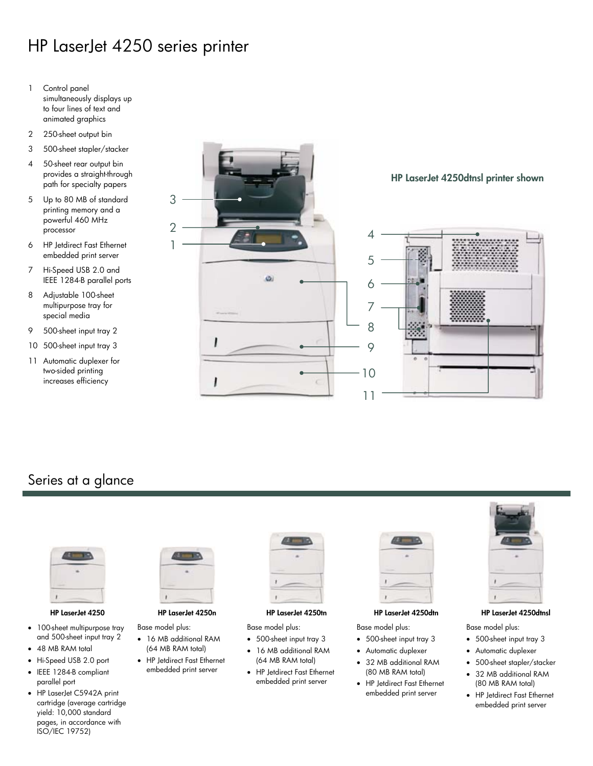# HP LaserJet 4250 series printer

1. Control panel simultaneously displays up to four lines of text and animated graphics
2. 250-sheet output bin
3. 500-sheet stapler/stacker
4. 50-sheet rear output bin provides a straight-through path for specialty papers
5. Up to 80 MB of standard printing memory and a powerful 460 MHz processor
6. HP Jetdirect Fast Ethernet embedded print server
7. Hi-Speed USB 2.0 and IEEE 1284-B parallel ports
8. Adjustable 100-sheet multipurpose tray for special media
9. 500-sheet input tray 2
10. 500-sheet input tray 3
11. Automatic duplexer for two-sided printing increases efficiency

**HP LaserJet 4250dtnsl printer shown**

## Series at a glance

**HP LaserJet 4250**

- 100-sheet multipurpose tray and 500-sheet input tray 2
- 48 MB RAM total
- Hi-Speed USB 2.0 port
- IEEE 1284-B compliant parallel port
- HP LaserJet C5942A print cartridge (average cartridge yield: 10,000 standard pages, in accordance with ISO/IEC 19752)

**HP LaserJet 4250n**

Base model plus:

- 16 MB additional RAM (64 MB RAM total)
- HP Jetdirect Fast Ethernet embedded print server

**HP LaserJet 4250tn**

Base model plus:

- 500-sheet input tray 3
- 16 MB additional RAM (64 MB RAM total)
- HP Jetdirect Fast Ethernet embedded print server

**HP LaserJet 4250dtn**

Base model plus:

- 500-sheet input tray 3
- Automatic duplexer
- 32 MB additional RAM (80 MB RAM total)
- HP Jetdirect Fast Ethernet embedded print server

**HP LaserJet 4250dtnsl**

Base model plus:

- 500-sheet input tray 3
- Automatic duplexer
- 500-sheet stapler/stacker
- 32 MB additional RAM (80 MB RAM total)
- HP Jetdirect Fast Ethernet embedded print server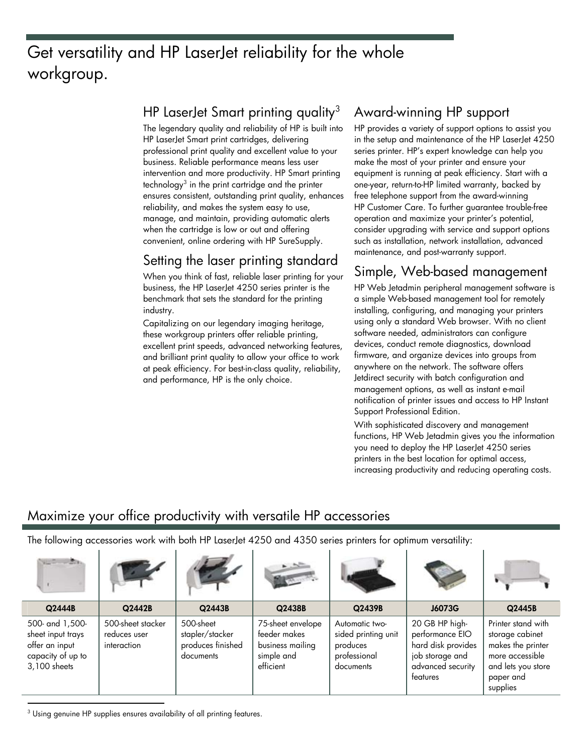# Get versatility and HP LaserJet reliability for the whole workgroup.

## HP LaserJet Smart printing quality[3]

The legendary quality and reliability of HP is built into HP LaserJet Smart print cartridges, delivering professional print quality and excellent value to your business. Reliable performance means less user intervention and more productivity. HP Smart printing technology[3] in the print cartridge and the printer ensures consistent, outstanding print quality, enhances reliability, and makes the system easy to use, manage, and maintain, providing automatic alerts when the cartridge is low or out and offering convenient, online ordering with HP SureSupply.

## Setting the laser printing standard

When you think of fast, reliable laser printing for your business, the HP LaserJet 4250 series printer is the benchmark that sets the standard for the printing industry.

Capitalizing on our legendary imaging heritage, these workgroup printers offer reliable printing, excellent print speeds, advanced networking features, and brilliant print quality to allow your office to work at peak efficiency. For best-in-class quality, reliability, and performance, HP is the only choice.

## Award-winning HP support

HP provides a variety of support options to assist you in the setup and maintenance of the HP LaserJet 4250 series printer. HP's expert knowledge can help you make the most of your printer and ensure your equipment is running at peak efficiency. Start with a one-year, return-to-HP limited warranty, backed by free telephone support from the award-winning HP Customer Care. To further guarantee trouble-free operation and maximize your printer's potential, consider upgrading with service and support options such as installation, network installation, advanced maintenance, and post-warranty support.

## Simple, Web-based management

HP Web Jetadmin peripheral management software is a simple Web-based management tool for remotely installing, configuring, and managing your printers using only a standard Web browser. With no client software needed, administrators can configure devices, conduct remote diagnostics, download firmware, and organize devices into groups from anywhere on the network. The software offers Jetdirect security with batch configuration and management options, as well as instant e-mail notification of printer issues and access to HP Instant Support Professional Edition.

With sophisticated discovery and management functions, HP Web Jetadmin gives you the information you need to deploy the HP LaserJet 4250 series printers in the best location for optimal access, increasing productivity and reducing operating costs.

## Maximize your office productivity with versatile HP accessories

The following accessories work with both HP LaserJet 4250 and 4350 series printers for optimum versatility:

| Q2444B | Q2442B | Q2443B | Q2438B | Q2439B | J6073G | Q2445B |
|---|---|---|---|---|---|---|
| 500- and 1,500-sheet input trays offer an input capacity of up to 3,100 sheets | 500-sheet stacker reduces user interaction | 500-sheet stapler/stacker produces finished documents | 75-sheet envelope feeder makes business mailing simple and efficient | Automatic two-sided printing unit produces professional documents | 20 GB HP high-performance EIO hard disk provides job storage and advanced security features | Printer stand with storage cabinet makes the printer more accessible and lets you store paper and supplies |

[3] Using genuine HP supplies ensures availability of all printing features.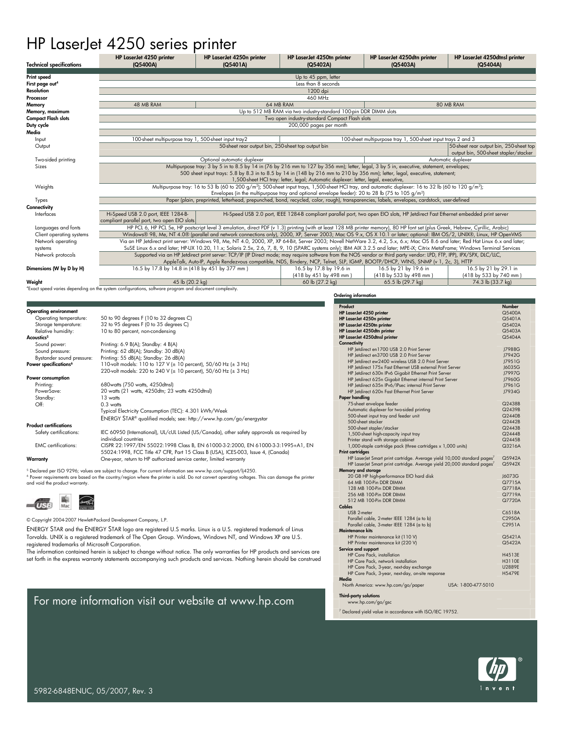# HP LaserJet 4250 series printer

| Technical specifications | HP LaserJet 4250 printer (Q5400A) | HP LaserJet 4250n printer (Q5401A) | HP LaserJet 4250tn printer (Q5402A) | HP LaserJet 4250dtn printer (Q5403A) | HP LaserJet 4250dtnsl printer (Q5404A) |
|---|---|---|---|---|---|
| **Print speed** | Up to 45 ppm, letter | | | | |
| **First page out**[4] | Less than 8 seconds | | | | |
| **Resolution** | 1200 dpi | | | | |
| **Processor** | 460 MHz | | | | |
| **Memory** | 48 MB RAM | 64 MB RAM | | 80 MB RAM | |
| **Memory, maximum** | Up to 512 MB RAM via two industry-standard 100-pin DDR DIMM slots | | | | |
| **Compact Flash slots** | Two open industry-standard Compact Flash slots | | | | |
| **Duty cycle** | 200,000 pages per month | | | | |
| **Media** | | | | | |
| Input | 100-sheet multipurpose tray 1, 500-sheet input tray2 | | 100-sheet multipurpose tray 1, 500-sheet input trays 2 and 3 | | |
| Output | 50-sheet rear output bin, 250-sheet top output bin | | | | 50-sheet rear output bin, 250-sheet top output bin, 500-sheet stapler/stacker |
| Two-sided printing | Optional automatic duplexer | | | Automatic duplexer | |
| Sizes | Multipurpose tray: 3 by 5 in to 8.5 by 14 in (76 by 216 mm to 127 by 356 mm); letter, legal, 3 by 5 in, executive, statement, envelopes; 500 sheet input trays: 5.8 by 8.3 in to 8.5 by 14 in (148 by 216 mm to 210 by 356 mm); letter, legal, executive, statement; 1,500-sheet HCI tray: letter, legal; Automatic duplexer: letter, legal, executive, | | | | |
| Weights | Multipurpose tray: 16 to 53 lb (60 to 200 g/m²); 500-sheet input trays, 1,500-sheet HCI tray, and automatic duplexer: 16 to 32 lb (60 to 120 g/m²); Envelopes (in the multipurpose tray and optional envelope feeder): 20 to 28 lb (75 to 105 g/m²) | | | | |
| Types | Paper (plain, preprinted, letterhead, prepunched, bond, recycled, color, rough), transparencies, labels, envelopes, cardstock, user-defined | | | | |
| **Connectivity** | | | | | |
| Interfaces | Hi-Speed USB 2.0 port, IEEE 1284-B-compliant parallel port, two open EIO slots | Hi-Speed USB 2.0 port, IEEE 1284-B compliant parallel port, two open EIO slots, HP Jetdirect Fast Ethernet embedded print server | | | |
| Languages and fonts | HP PCL 6, HP PCL 5e, HP postscript level 3 emulation, direct PDF (v 1.3) printing (with at least 128 MB printer memory), 80 HP font set (plus Greek, Hebrew, Cyrillic, Arabic) | | | | |
| Client operating systems | Windows® 98, Me, NT 4.0® (parallel and network connections only), 2000, XP, Server 2003; Mac OS 9.x, OS X 10.1 or later; optional: IBM OS/2, UNIX®, Linux, HP OpenVMS | | | | |
| Network operating systems | Via an HP Jetdirect print server: Windows 98, Me, NT 4.0, 2000, XP, XP 64-Bit, Server 2003; Novell NetWare 3.2, 4.2, 5.x, 6.x; Mac OS 8.6 and later; Red Hat Linux 6.x and later; SuSE Linux 6.x and later; HP-UX 10.20, 11.x; Solaris 2.5x, 2.6, 7, 8, 9, 10 (SPARC systems only); IBM AIX 3.2.5 and later; MPE-iX; Citrix MetaFrame; Windows Terminal Services | | | | |
| Network protocols | Supported via an HP Jetdirect print server: TCP/IP (IP Direct mode; may require software from the NOS vendor or third party vendor: LPD, FTP, IPP), IPX/SPX, DLC/LLC, AppleTalk, Auto-IP, Apple Rendezvous compatible, NDS, Bindery, NCP, Telnet, SLP, IGMP, BOOTP/DHCP, WINS, SNMP (v 1, 2c, 3), HTTP | | | | |
| **Dimensions (W by D by H)** | 16.5 by 17.8 by 14.8 in (418 by 451 by 377 mm ) | | 16.5 by 17.8 by 19.6 in (418 by 451 by 498 mm ) | 16.5 by 21 by 19.6 in (418 by 533 by 498 mm ) | 16.5 by 21 by 29.1 in (418 by 533 by 740 mm ) |
| **Weight** | 45 lb (20.2 kg) | | 60 lb (27.2 kg) | 65.5 lb (29.7 kg) | 74.3 lb (33.7 kg) |

[4]Exact speed varies depending on the system configurations, software program and document complexity.

| | |
|---|---|
| **Operating environment** | |
| Operating temperature: | 50 to 90 degrees F (10 to 32 degrees C) |
| Storage temperature: | 32 to 95 degrees F (0 to 35 degrees C) |
| Relative humidity: | 10 to 80 percent, non-condensing |
| **Acoustics**[5] | |
| Sound power: | Printing: 6.9 B(A); Standby: 4 B(A) |
| Sound pressure: | Printing: 62 dB(A); Standby: 30 dB(A) |
| Bystander sound pressure: | Printing: 55 dB(A); Standby: 26 dB(A) |
| **Power specifications**[6] | 110-volt models: 110 to 127 V (± 10 percent), 50/60 Hz (± 3 Hz) |
| | 220-volt models: 220 to 240 V (± 10 percent), 50/60 Hz (± 3 Hz) |
| **Power consumption** | |
| Printing: | 680watts (750 watts, 4250dtnsl) |
| PowerSave: | 20 watts (21 watts, 4250dtn; 23 watts 4250dtnsl) |
| Standby: | 13 watts |
| Off: | 0.3 watts |
| | Typical Electricity Consumption (TEC): 4.301 kWh/Week |
| | ENERGY STAR® qualified models; see: http://www.hp.com/go/energystar |
| **Product certifications** | |
| Safety certifications: | IEC 60950 (International), UL/cUL Listed (US/Canada), other safety approvals as required by individual countries |
| EMC certifications: | CISPR 22:1997/EN 55022:1998 Class B, EN 61000-3-2:2000, EN 61000-3-3:1995+A1, EN 55024:1998, FCC Title 47 CFR, Part 15 Class B (USA), ICES-003, Issue 4, (Canada) |
| **Warranty** | One-year, return to HP authorized service center, limited warranty |

[5] Declared per ISO 9296; values are subject to change. For current information see www.hp.com/support/lj4250.
[6] Power requirements are based on the country/region where the printer is sold. Do not convert operating voltages. This can damage the printer and void the product warranty.

© Copyright 2004-2007 Hewlett-Packard Development Company, L.P.

ENERGY STAR and the ENERGY STAR logo are registered U.S marks. Linux is a U.S. registered trademark of Linus Torvalds. UNIX is a registered trademark of The Open Group. Windows, Windows NT, and Windows XP are U.S. registered trademarks of Microsoft Corporation.
The information contained herein is subject to change without notice. The only warranties for HP products and services are set forth in the express warranty statements accompanying such products and services. Nothing herein should be construed

## Ordering information

| Product | Number |
|---|---|
| **HP LaserJet 4250 printer** | Q5400A |
| **HP LaserJet 4250n printer** | Q5401A |
| **HP LaserJet 4250tn printer** | Q5402A |
| **HP LaserJet 4250dtn printer** | Q5403A |
| **HP LaserJet 4250dtnsl printer** | Q5404A |
| **Connectivity** | |
| HP Jetdirect en1700 USB 2.0 Print Server | J7988G |
| HP Jetdirect en3700 USB 2.0 Print Server | J7942G |
| HP Jetdirect ew2400 wireless USB 2.0 Print Server | J7951G |
| HP Jetdirect 175x Fast Ethernet USB external Print Server | J6035G |
| HP Jetdirect 630n IPv6 Gigabit Ethernet Print Server | J7997G |
| HP Jetdirect 625n Gigabit Ethernet internal Print Server | J7960G |
| HP Jetdirect 635n IPv6/IPsec internal Print Server | J7961G |
| HP Jetdirect 620n Fast Ethernet Print Server | J7934G |
| **Paper handling** | |
| 75-sheet envelope feeder | Q2438B |
| Automatic duplexer for two-sided printing | Q2439B |
| 500-sheet input tray and feeder unit | Q2440B |
| 500-sheet stacker | Q2442B |
| 500-sheet stapler/stacker | Q2443B |
| 1,500-sheet high-capacity input tray | Q2444B |
| Printer stand with storage cabinet | Q2445B |
| 1,000-staple cartridge pack (three cartridges x 1,000 units) | Q3216A |
| **Print cartridges** | |
| HP LaserJet Smart print cartridge. Average yield 10,000 standard pages[7] | Q5942A |
| HP LaserJet Smart print cartridge. Average yield 20,000 standard pages[7] | Q5942X |
| **Memory and storage** | |
| 20 GB HP high-performance EIO hard disk | J6073G |
| 64 MB 100-Pin DDR DIMM | Q7715A |
| 128 MB 100-Pin DDR DIMM | Q7718A |
| 256 MB 100-Pin DDR DIMM | Q7719A |
| 512 MB 100-Pin DDR DIMM | Q7720A |
| **Cables** | |
| USB 2-meter | C6518A |
| Parallel cable, 2-meter IEEE 1284 (a to b) | C2950A |
| Parallel cable, 3-meter IEEE 1284 (a to b) | C2951A |
| **Maintenance kits** | |
| HP Printer maintenance kit (110 V) | Q5421A |
| HP Printer maintenance kit (220 V) | Q5422A |
| **Service and support** | |
| HP Care Pack, installation | H4513E |
| HP Care Pack, network installation | H3110E |
| HP Care Pack, 3-year, next-day exchange | U2889E |
| HP Care Pack, 3-year, next-day, on-site response | H5479E |
| **Media** | |
| North America: www.hp.com/go/paper | USA: 1-800-477-5010 |
| **Third-party solutions** | |
| www.hp.com/go/gsc | |

[7] Declared yield value in accordance with ISO/IEC 19752.

For more information visit our website at www.hp.com

5982-6848ENUC, 05/2007, Rev. 3